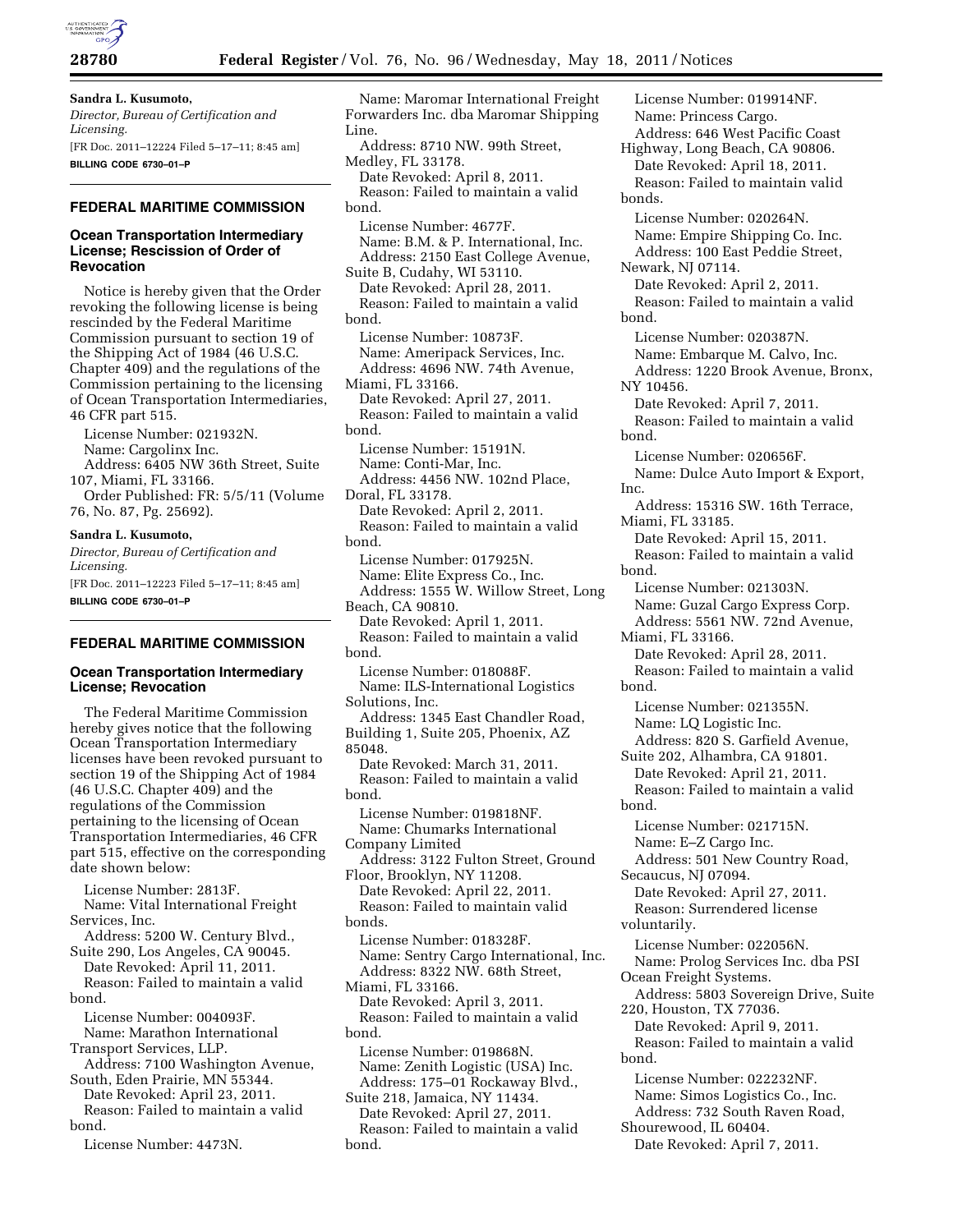**Sandra L. Kusumoto,**

*Director, Bureau of Certification and Licensing.*

[FR Doc. 2011–12224 Filed 5–17–11; 8:45 am]

**BILLING CODE 6730–01–P**

## FEDERAL MARITIME COMMISSION

### Ocean Transportation Intermediary License; Rescission of Order of Revocation

Notice is hereby given that the Order revoking the following license is being rescinded by the Federal Maritime Commission pursuant to section 19 of the Shipping Act of 1984 (46 U.S.C. Chapter 409) and the regulations of the Commission pertaining to the licensing of Ocean Transportation Intermediaries, 46 CFR part 515.

License Number: 021932N.
Name: Cargolinx Inc.
Address: 6405 NW 36th Street, Suite 107, Miami, FL 33166.
Order Published: FR: 5/5/11 (Volume 76, No. 87, Pg. 25692).

**Sandra L. Kusumoto,**

*Director, Bureau of Certification and Licensing.*

[FR Doc. 2011–12223 Filed 5–17–11; 8:45 am]

**BILLING CODE 6730–01–P**

## FEDERAL MARITIME COMMISSION

### Ocean Transportation Intermediary License; Revocation

The Federal Maritime Commission hereby gives notice that the following Ocean Transportation Intermediary licenses have been revoked pursuant to section 19 of the Shipping Act of 1984 (46 U.S.C. Chapter 409) and the regulations of the Commission pertaining to the licensing of Ocean Transportation Intermediaries, 46 CFR part 515, effective on the corresponding date shown below:

License Number: 2813F.
Name: Vital International Freight Services, Inc.
Address: 5200 W. Century Blvd., Suite 290, Los Angeles, CA 90045.
Date Revoked: April 11, 2011.
Reason: Failed to maintain a valid bond.

License Number: 004093F.
Name: Marathon International Transport Services, LLP.
Address: 7100 Washington Avenue, South, Eden Prairie, MN 55344.
Date Revoked: April 23, 2011.
Reason: Failed to maintain a valid bond.

License Number: 4473N.
Name: Maromar International Freight Forwarders Inc. dba Maromar Shipping Line.
Address: 8710 NW. 99th Street, Medley, FL 33178.
Date Revoked: April 8, 2011.
Reason: Failed to maintain a valid bond.

License Number: 4677F.
Name: B.M. & P. International, Inc.
Address: 2150 East College Avenue, Suite B, Cudahy, WI 53110.
Date Revoked: April 28, 2011.
Reason: Failed to maintain a valid bond.

License Number: 10873F.
Name: Ameripack Services, Inc.
Address: 4696 NW. 74th Avenue, Miami, FL 33166.
Date Revoked: April 27, 2011.
Reason: Failed to maintain a valid bond.

License Number: 15191N.
Name: Conti-Mar, Inc.
Address: 4456 NW. 102nd Place, Doral, FL 33178.
Date Revoked: April 2, 2011.
Reason: Failed to maintain a valid bond.

License Number: 017925N.
Name: Elite Express Co., Inc.
Address: 1555 W. Willow Street, Long Beach, CA 90810.
Date Revoked: April 1, 2011.
Reason: Failed to maintain a valid bond.

License Number: 018088F.
Name: ILS-International Logistics Solutions, Inc.
Address: 1345 East Chandler Road, Building 1, Suite 205, Phoenix, AZ 85048.
Date Revoked: March 31, 2011.
Reason: Failed to maintain a valid bond.

License Number: 019818NF.
Name: Chumarks International Company Limited
Address: 3122 Fulton Street, Ground Floor, Brooklyn, NY 11208.
Date Revoked: April 22, 2011.
Reason: Failed to maintain valid bonds.

License Number: 018328F.
Name: Sentry Cargo International, Inc.
Address: 8322 NW. 68th Street, Miami, FL 33166.
Date Revoked: April 3, 2011.
Reason: Failed to maintain a valid bond.

License Number: 019868N.
Name: Zenith Logistic (USA) Inc.
Address: 175–01 Rockaway Blvd., Suite 218, Jamaica, NY 11434.
Date Revoked: April 27, 2011.
Reason: Failed to maintain a valid bond.

License Number: 019914NF.
Name: Princess Cargo.
Address: 646 West Pacific Coast Highway, Long Beach, CA 90806.
Date Revoked: April 18, 2011.
Reason: Failed to maintain valid bonds.

License Number: 020264N.
Name: Empire Shipping Co. Inc.
Address: 100 East Peddie Street, Newark, NJ 07114.
Date Revoked: April 2, 2011.
Reason: Failed to maintain a valid bond.

License Number: 020387N.
Name: Embarque M. Calvo, Inc.
Address: 1220 Brook Avenue, Bronx, NY 10456.
Date Revoked: April 7, 2011.
Reason: Failed to maintain a valid bond.

License Number: 020656F.
Name: Dulce Auto Import & Export, Inc.
Address: 15316 SW. 16th Terrace, Miami, FL 33185.
Date Revoked: April 15, 2011.
Reason: Failed to maintain a valid bond.

License Number: 021303N.
Name: Guzal Cargo Express Corp.
Address: 5561 NW. 72nd Avenue, Miami, FL 33166.
Date Revoked: April 28, 2011.
Reason: Failed to maintain a valid bond.

License Number: 021355N.
Name: LQ Logistic Inc.
Address: 820 S. Garfield Avenue, Suite 202, Alhambra, CA 91801.
Date Revoked: April 21, 2011.
Reason: Failed to maintain a valid bond.

License Number: 021715N.
Name: E–Z Cargo Inc.
Address: 501 New Country Road, Secaucus, NJ 07094.
Date Revoked: April 27, 2011.
Reason: Surrendered license voluntarily.

License Number: 022056N.
Name: Prolog Services Inc. dba PSI Ocean Freight Systems.
Address: 5803 Sovereign Drive, Suite 220, Houston, TX 77036.
Date Revoked: April 9, 2011.
Reason: Failed to maintain a valid bond.

License Number: 022232NF.
Name: Simos Logistics Co., Inc.
Address: 732 South Raven Road, Shourewood, IL 60404.
Date Revoked: April 7, 2011.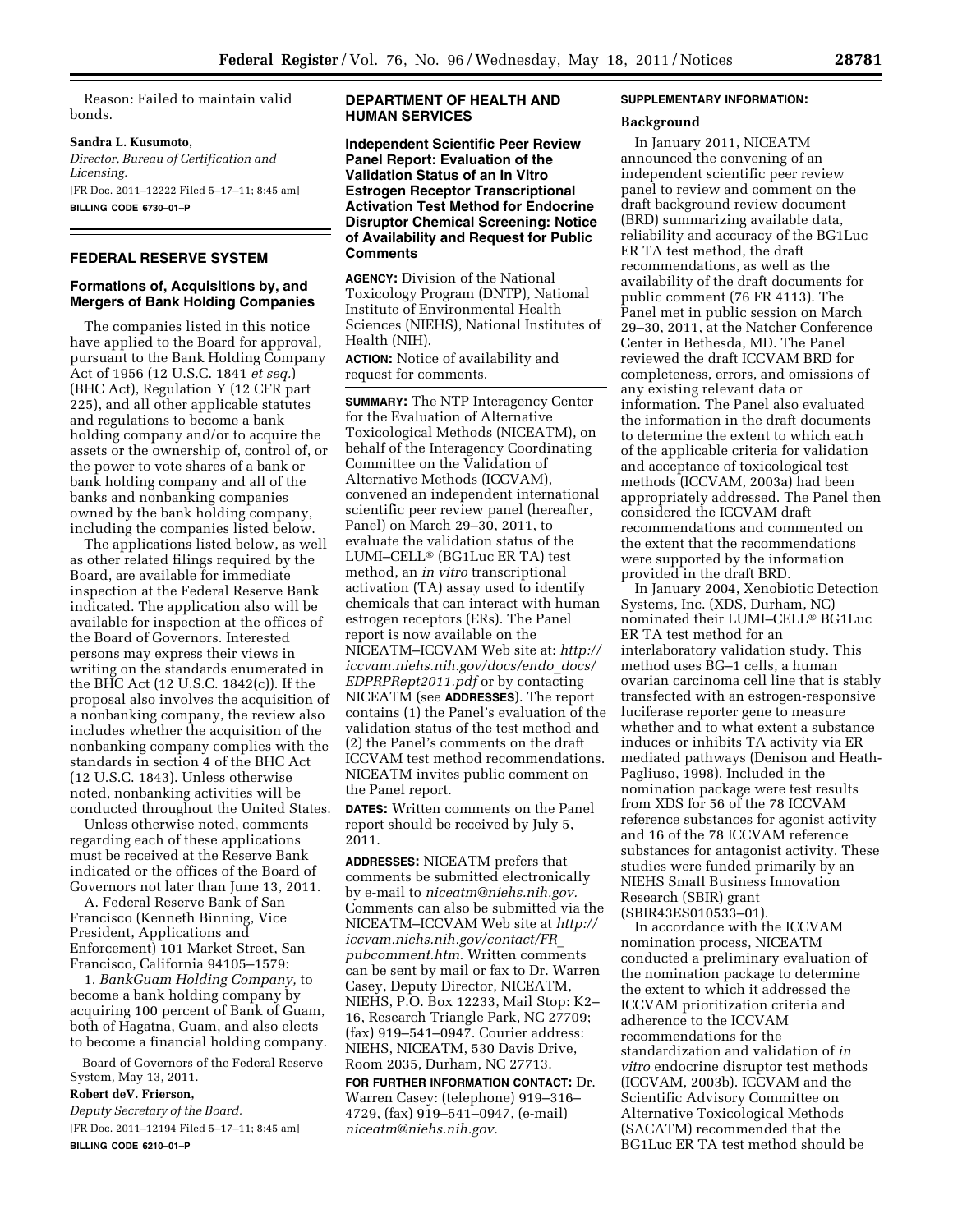Reason: Failed to maintain valid bonds.

**Sandra L. Kusumoto,**

*Director, Bureau of Certification and Licensing.*

[FR Doc. 2011–12222 Filed 5–17–11; 8:45 am]

**BILLING CODE 6730–01–P**

---

## FEDERAL RESERVE SYSTEM

### Formations of, Acquisitions by, and Mergers of Bank Holding Companies

The companies listed in this notice have applied to the Board for approval, pursuant to the Bank Holding Company Act of 1956 (12 U.S.C. 1841 *et seq.*) (BHC Act), Regulation Y (12 CFR part 225), and all other applicable statutes and regulations to become a bank holding company and/or to acquire the assets or the ownership of, control of, or the power to vote shares of a bank or bank holding company and all of the banks and nonbanking companies owned by the bank holding company, including the companies listed below.

The applications listed below, as well as other related filings required by the Board, are available for immediate inspection at the Federal Reserve Bank indicated. The application also will be available for inspection at the offices of the Board of Governors. Interested persons may express their views in writing on the standards enumerated in the BHC Act (12 U.S.C. 1842(c)). If the proposal also involves the acquisition of a nonbanking company, the review also includes whether the acquisition of the nonbanking company complies with the standards in section 4 of the BHC Act (12 U.S.C. 1843). Unless otherwise noted, nonbanking activities will be conducted throughout the United States.

Unless otherwise noted, comments regarding each of these applications must be received at the Reserve Bank indicated or the offices of the Board of Governors not later than June 13, 2011.

A. Federal Reserve Bank of San Francisco (Kenneth Binning, Vice President, Applications and Enforcement) 101 Market Street, San Francisco, California 94105–1579:

1. *BankGuam Holding Company,* to become a bank holding company by acquiring 100 percent of Bank of Guam, both of Hagatna, Guam, and also elects to become a financial holding company.

Board of Governors of the Federal Reserve System, May 13, 2011.

**Robert deV. Frierson,**

*Deputy Secretary of the Board.*

[FR Doc. 2011–12194 Filed 5–17–11; 8:45 am]

**BILLING CODE 6210–01–P**

---

## DEPARTMENT OF HEALTH AND HUMAN SERVICES

### Independent Scientific Peer Review Panel Report: Evaluation of the Validation Status of an In Vitro Estrogen Receptor Transcriptional Activation Test Method for Endocrine Disruptor Chemical Screening: Notice of Availability and Request for Public Comments

**AGENCY:** Division of the National Toxicology Program (DNTP), National Institute of Environmental Health Sciences (NIEHS), National Institutes of Health (NIH).

**ACTION:** Notice of availability and request for comments.

**SUMMARY:** The NTP Interagency Center for the Evaluation of Alternative Toxicological Methods (NICEATM), on behalf of the Interagency Coordinating Committee on the Validation of Alternative Methods (ICCVAM), convened an independent international scientific peer review panel (hereafter, Panel) on March 29–30, 2011, to evaluate the validation status of the LUMI–CELL® (BG1Luc ER TA) test method, an *in vitro* transcriptional activation (TA) assay used to identify chemicals that can interact with human estrogen receptors (ERs). The Panel report is now available on the NICEATM–ICCVAM Web site at: *http://iccvam.niehs.nih.gov/docs/endo_docs/EDPRPRept2011.pdf* or by contacting NICEATM (see **ADDRESSES**). The report contains (1) the Panel's evaluation of the validation status of the test method and (2) the Panel's comments on the draft ICCVAM test method recommendations. NICEATM invites public comment on the Panel report.

**DATES:** Written comments on the Panel report should be received by July 5, 2011.

**ADDRESSES:** NICEATM prefers that comments be submitted electronically by e-mail to *niceatm@niehs.nih.gov.* Comments can also be submitted via the NICEATM–ICCVAM Web site at *http://iccvam.niehs.nih.gov/contact/FR_pubcomment.htm.* Written comments can be sent by mail or fax to Dr. Warren Casey, Deputy Director, NICEATM, NIEHS, P.O. Box 12233, Mail Stop: K2–16, Research Triangle Park, NC 27709; (fax) 919–541–0947. Courier address: NIEHS, NICEATM, 530 Davis Drive, Room 2035, Durham, NC 27713.

**FOR FURTHER INFORMATION CONTACT:** Dr. Warren Casey: (telephone) 919–316–4729, (fax) 919–541–0947, (e-mail) *niceatm@niehs.nih.gov.*

**SUPPLEMENTARY INFORMATION:**

#### Background

In January 2011, NICEATM announced the convening of an independent scientific peer review panel to review and comment on the draft background review document (BRD) summarizing available data, reliability and accuracy of the BG1Luc ER TA test method, the draft recommendations, as well as the availability of the draft documents for public comment (76 FR 4113). The Panel met in public session on March 29–30, 2011, at the Natcher Conference Center in Bethesda, MD. The Panel reviewed the draft ICCVAM BRD for completeness, errors, and omissions of any existing relevant data or information. The Panel also evaluated the information in the draft documents to determine the extent to which each of the applicable criteria for validation and acceptance of toxicological test methods (ICCVAM, 2003a) had been appropriately addressed. The Panel then considered the ICCVAM draft recommendations and commented on the extent that the recommendations were supported by the information provided in the draft BRD.

In January 2004, Xenobiotic Detection Systems, Inc. (XDS, Durham, NC) nominated their LUMI–CELL® BG1Luc ER TA test method for an interlaboratory validation study. This method uses BG–1 cells, a human ovarian carcinoma cell line that is stably transfected with an estrogen-responsive luciferase reporter gene to measure whether and to what extent a substance induces or inhibits TA activity via ER mediated pathways (Denison and Heath-Pagliuso, 1998). Included in the nomination package were test results from XDS for 56 of the 78 ICCVAM reference substances for agonist activity and 16 of the 78 ICCVAM reference substances for antagonist activity. These studies were funded primarily by an NIEHS Small Business Innovation Research (SBIR) grant (SBIR43ES010533–01).

In accordance with the ICCVAM nomination process, NICEATM conducted a preliminary evaluation of the nomination package to determine the extent to which it addressed the ICCVAM prioritization criteria and adherence to the ICCVAM recommendations for the standardization and validation of *in vitro* endocrine disruptor test methods (ICCVAM, 2003b). ICCVAM and the Scientific Advisory Committee on Alternative Toxicological Methods (SACATM) recommended that the BG1Luc ER TA test method should be